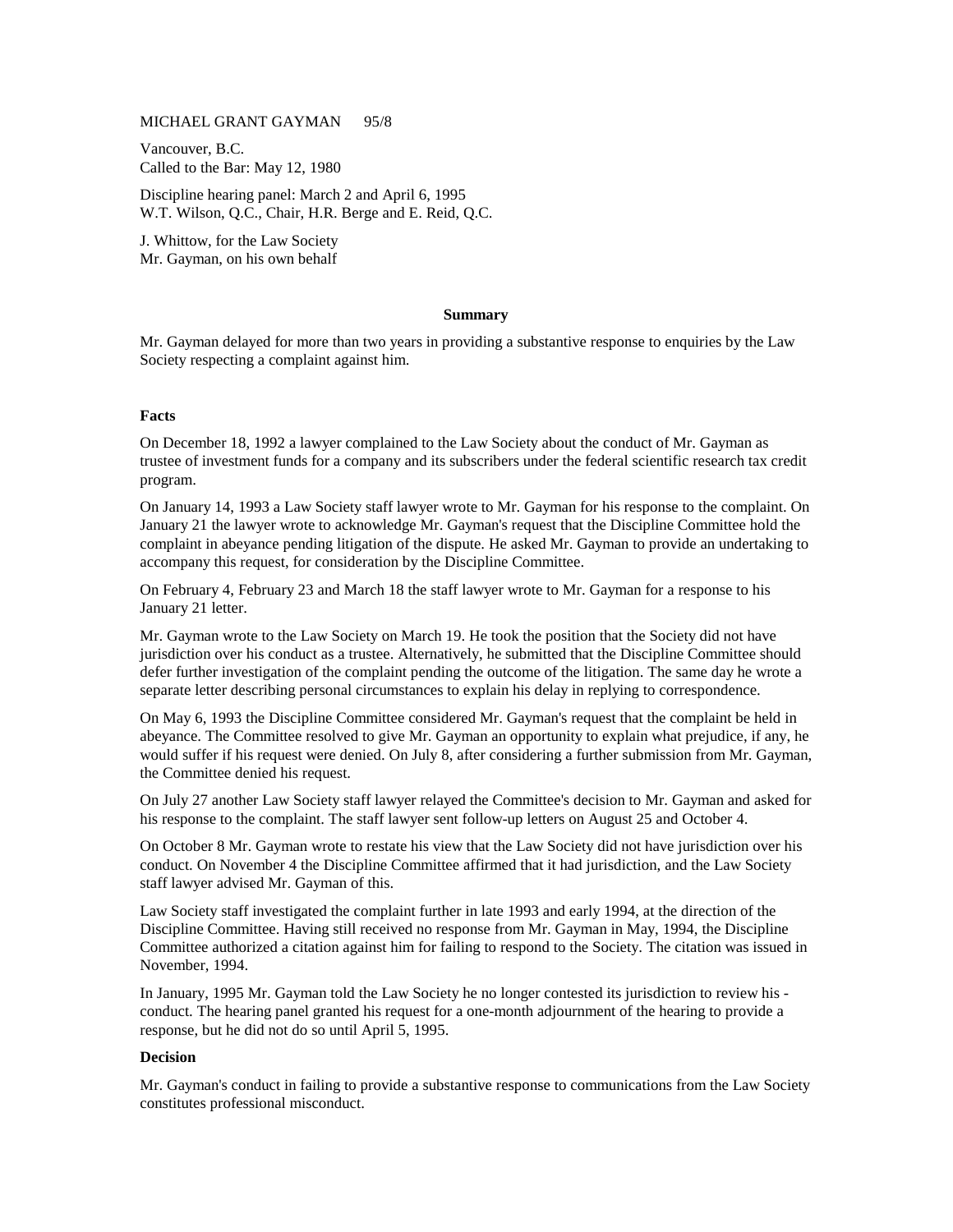MICHAEL GRANT GAYMAN 95/8

Vancouver, B.C.
Called to the Bar: May 12, 1980

Discipline hearing panel: March 2 and April 6, 1995
W.T. Wilson, Q.C., Chair, H.R. Berge and E. Reid, Q.C.

J. Whittow, for the Law Society
Mr. Gayman, on his own behalf

**Summary**

Mr. Gayman delayed for more than two years in providing a substantive response to enquiries by the Law Society respecting a complaint against him.

**Facts**

On December 18, 1992 a lawyer complained to the Law Society about the conduct of Mr. Gayman as trustee of investment funds for a company and its subscribers under the federal scientific research tax credit program.

On January 14, 1993 a Law Society staff lawyer wrote to Mr. Gayman for his response to the complaint. On January 21 the lawyer wrote to acknowledge Mr. Gayman's request that the Discipline Committee hold the complaint in abeyance pending litigation of the dispute. He asked Mr. Gayman to provide an undertaking to accompany this request, for consideration by the Discipline Committee.

On February 4, February 23 and March 18 the staff lawyer wrote to Mr. Gayman for a response to his January 21 letter.

Mr. Gayman wrote to the Law Society on March 19. He took the position that the Society did not have jurisdiction over his conduct as a trustee. Alternatively, he submitted that the Discipline Committee should defer further investigation of the complaint pending the outcome of the litigation. The same day he wrote a separate letter describing personal circumstances to explain his delay in replying to correspondence.

On May 6, 1993 the Discipline Committee considered Mr. Gayman's request that the complaint be held in abeyance. The Committee resolved to give Mr. Gayman an opportunity to explain what prejudice, if any, he would suffer if his request were denied. On July 8, after considering a further submission from Mr. Gayman, the Committee denied his request.

On July 27 another Law Society staff lawyer relayed the Committee's decision to Mr. Gayman and asked for his response to the complaint. The staff lawyer sent follow-up letters on August 25 and October 4.

On October 8 Mr. Gayman wrote to restate his view that the Law Society did not have jurisdiction over his conduct. On November 4 the Discipline Committee affirmed that it had jurisdiction, and the Law Society staff lawyer advised Mr. Gayman of this.

Law Society staff investigated the complaint further in late 1993 and early 1994, at the direction of the Discipline Committee. Having still received no response from Mr. Gayman in May, 1994, the Discipline Committee authorized a citation against him for failing to respond to the Society. The citation was issued in November, 1994.

In January, 1995 Mr. Gayman told the Law Society he no longer contested its jurisdiction to review his - conduct. The hearing panel granted his request for a one-month adjournment of the hearing to provide a response, but he did not do so until April 5, 1995.

**Decision**

Mr. Gayman's conduct in failing to provide a substantive response to communications from the Law Society constitutes professional misconduct.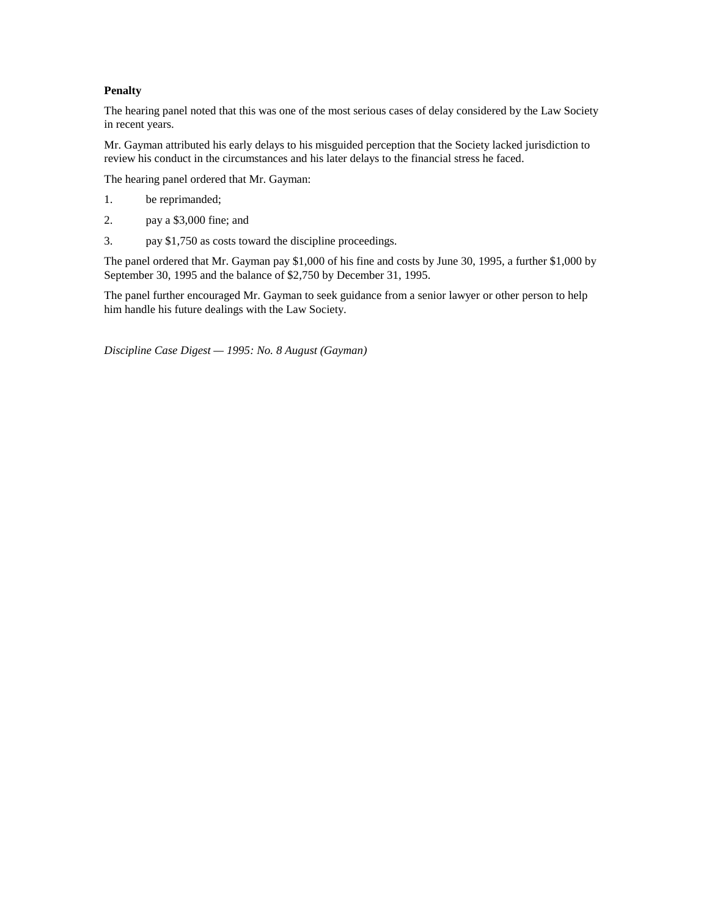**Penalty**

The hearing panel noted that this was one of the most serious cases of delay considered by the Law Society in recent years.

Mr. Gayman attributed his early delays to his misguided perception that the Society lacked jurisdiction to review his conduct in the circumstances and his later delays to the financial stress he faced.

The hearing panel ordered that Mr. Gayman:

1. be reprimanded;
2. pay a $3,000 fine; and
3. pay $1,750 as costs toward the discipline proceedings.

The panel ordered that Mr. Gayman pay $1,000 of his fine and costs by June 30, 1995, a further $1,000 by September 30, 1995 and the balance of $2,750 by December 31, 1995.

The panel further encouraged Mr. Gayman to seek guidance from a senior lawyer or other person to help him handle his future dealings with the Law Society.

*Discipline Case Digest — 1995: No. 8 August (Gayman)*